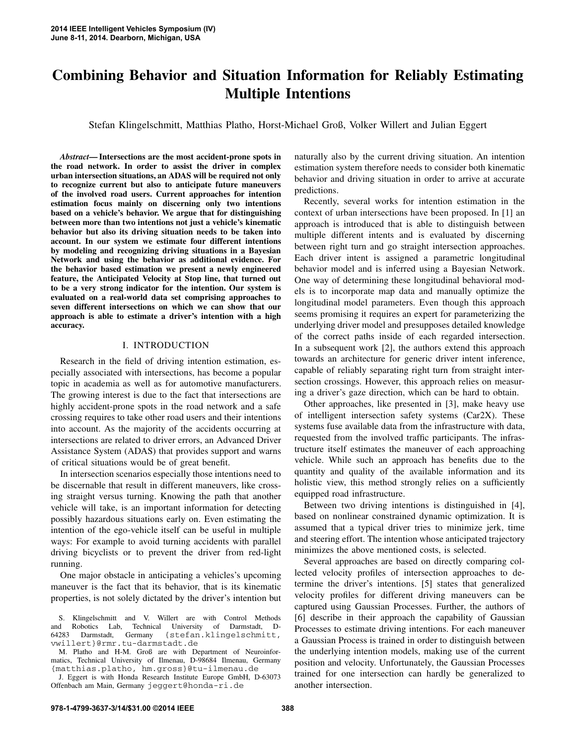# Combining Behavior and Situation Information for Reliably Estimating Multiple Intentions

Stefan Klingelschmitt, Matthias Platho, Horst-Michael Groß, Volker Willert and Julian Eggert

***Abstract*— Intersections are the most accident-prone spots in the road network. In order to assist the driver in complex urban intersection situations, an ADAS will be required not only to recognize current but also to anticipate future maneuvers of the involved road users. Current approaches for intention estimation focus mainly on discerning only two intentions based on a vehicle's behavior. We argue that for distinguishing between more than two intentions not just a vehicle's kinematic behavior but also its driving situation needs to be taken into account. In our system we estimate four different intentions by modeling and recognizing driving situations in a Bayesian Network and using the behavior as additional evidence. For the behavior based estimation we present a newly engineered feature, the Anticipated Velocity at Stop line, that turned out to be a very strong indicator for the intention. Our system is evaluated on a real-world data set comprising approaches to seven different intersections on which we can show that our approach is able to estimate a driver's intention with a high accuracy.**

## I. INTRODUCTION

Research in the field of driving intention estimation, especially associated with intersections, has become a popular topic in academia as well as for automotive manufacturers. The growing interest is due to the fact that intersections are highly accident-prone spots in the road network and a safe crossing requires to take other road users and their intentions into account. As the majority of the accidents occurring at intersections are related to driver errors, an Advanced Driver Assistance System (ADAS) that provides support and warns of critical situations would be of great benefit.

In intersection scenarios especially those intentions need to be discernable that result in different maneuvers, like crossing straight versus turning. Knowing the path that another vehicle will take, is an important information for detecting possibly hazardous situations early on. Even estimating the intention of the ego-vehicle itself can be useful in multiple ways: For example to avoid turning accidents with parallel driving bicyclists or to prevent the driver from red-light running.

One major obstacle in anticipating a vehicles's upcoming maneuver is the fact that its behavior, that is its kinematic properties, is not solely dictated by the driver's intention but naturally also by the current driving situation. An intention estimation system therefore needs to consider both kinematic behavior and driving situation in order to arrive at accurate predictions.

Recently, several works for intention estimation in the context of urban intersections have been proposed. In [1] an approach is introduced that is able to distinguish between multiple different intents and is evaluated by discerning between right turn and go straight intersection approaches. Each driver intent is assigned a parametric longitudinal behavior model and is inferred using a Bayesian Network. One way of determining these longitudinal behavioral models is to incorporate map data and manually optimize the longitudinal model parameters. Even though this approach seems promising it requires an expert for parameterizing the underlying driver model and presupposes detailed knowledge of the correct paths inside of each regarded intersection. In a subsequent work [2], the authors extend this approach towards an architecture for generic driver intent inference, capable of reliably separating right turn from straight intersection crossings. However, this approach relies on measuring a driver's gaze direction, which can be hard to obtain.

Other approaches, like presented in [3], make heavy use of intelligent intersection safety systems (Car2X). These systems fuse available data from the infrastructure with data, requested from the involved traffic participants. The infrastructure itself estimates the maneuver of each approaching vehicle. While such an approach has benefits due to the quantity and quality of the available information and its holistic view, this method strongly relies on a sufficiently equipped road infrastructure.

Between two driving intentions is distinguished in [4], based on nonlinear constrained dynamic optimization. It is assumed that a typical driver tries to minimize jerk, time and steering effort. The intention whose anticipated trajectory minimizes the above mentioned costs, is selected.

Several approaches are based on directly comparing collected velocity profiles of intersection approaches to determine the driver's intentions. [5] states that generalized velocity profiles for different driving maneuvers can be captured using Gaussian Processes. Further, the authors of [6] describe in their approach the capability of Gaussian Processes to estimate driving intentions. For each maneuver a Gaussian Process is trained in order to distinguish between the underlying intention models, making use of the current position and velocity. Unfortunately, the Gaussian Processes trained for one intersection can hardly be generalized to another intersection.

S. Klingelschmitt and V. Willert are with Control Methods and Robotics Lab, Technical University of Darmstadt, D-64283 Darmstadt, Germany {stefan.klingelschmitt, vwillert}@rmr.tu-darmstadt.de

M. Platho and H-M. Groß are with Department of Neuroinformatics, Technical University of Ilmenau, D-98684 Ilmenau, Germany {matthias.platho, hm.gross}@tu-ilmenau.de

J. Eggert is with Honda Research Institute Europe GmbH, D-63073 Offenbach am Main, Germany jeggert@honda-ri.de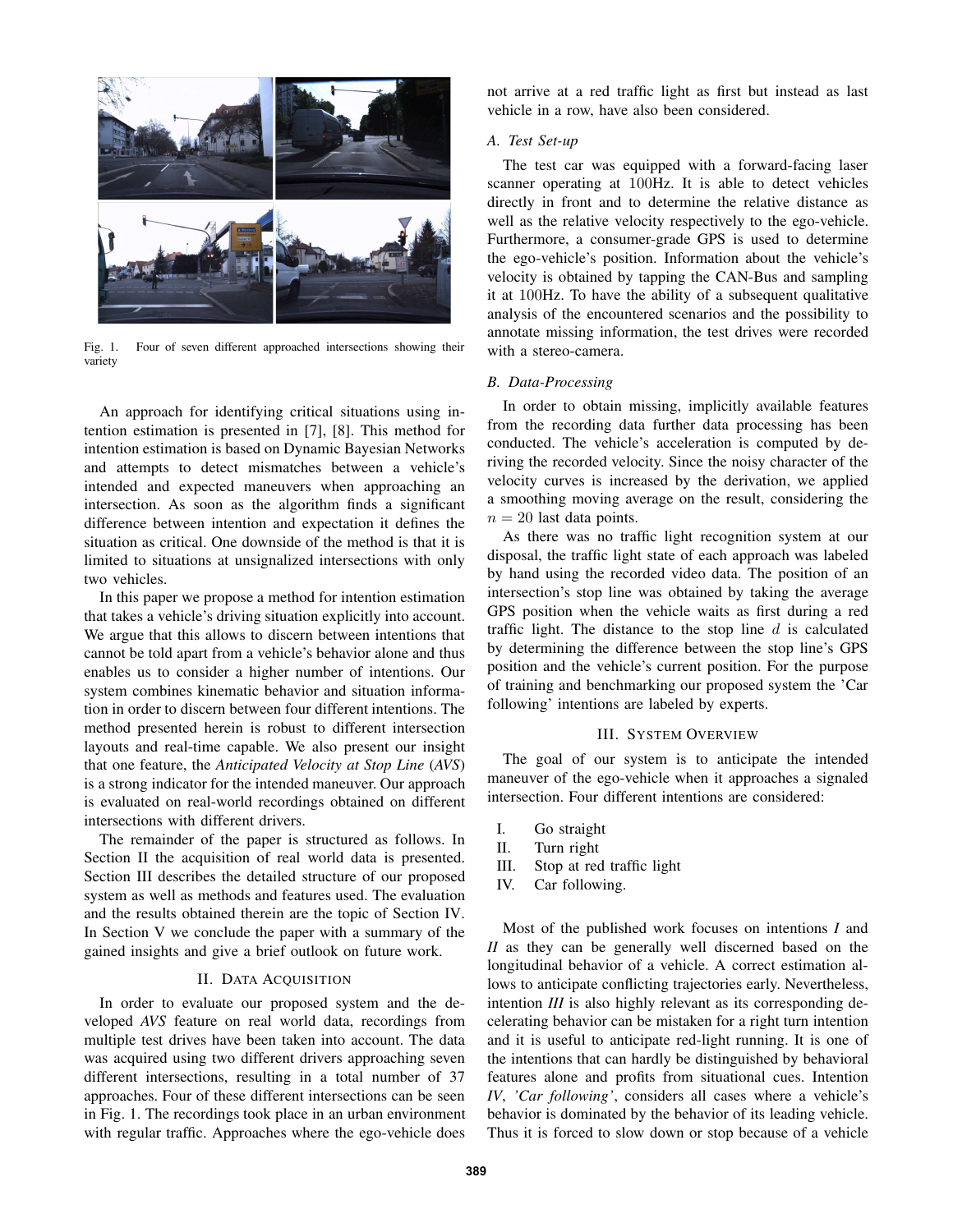Fig. 1. Four of seven different approached intersections showing their variety

An approach for identifying critical situations using intention estimation is presented in [7], [8]. This method for intention estimation is based on Dynamic Bayesian Networks and attempts to detect mismatches between a vehicle's intended and expected maneuvers when approaching an intersection. As soon as the algorithm finds a significant difference between intention and expectation it defines the situation as critical. One downside of the method is that it is limited to situations at unsignalized intersections with only two vehicles.

In this paper we propose a method for intention estimation that takes a vehicle's driving situation explicitly into account. We argue that this allows to discern between intentions that cannot be told apart from a vehicle's behavior alone and thus enables us to consider a higher number of intentions. Our system combines kinematic behavior and situation information in order to discern between four different intentions. The method presented herein is robust to different intersection layouts and real-time capable. We also present our insight that one feature, the *Anticipated Velocity at Stop Line* (*AVS*) is a strong indicator for the intended maneuver. Our approach is evaluated on real-world recordings obtained on different intersections with different drivers.

The remainder of the paper is structured as follows. In Section II the acquisition of real world data is presented. Section III describes the detailed structure of our proposed system as well as methods and features used. The evaluation and the results obtained therein are the topic of Section IV. In Section V we conclude the paper with a summary of the gained insights and give a brief outlook on future work.

## II. Data Acquisition

In order to evaluate our proposed system and the developed *AVS* feature on real world data, recordings from multiple test drives have been taken into account. The data was acquired using two different drivers approaching seven different intersections, resulting in a total number of 37 approaches. Four of these different intersections can be seen in Fig. 1. The recordings took place in an urban environment with regular traffic. Approaches where the ego-vehicle does not arrive at a red traffic light as first but instead as last vehicle in a row, have also been considered.

### A. Test Set-up

The test car was equipped with a forward-facing laser scanner operating at 100Hz. It is able to detect vehicles directly in front and to determine the relative distance as well as the relative velocity respectively to the ego-vehicle. Furthermore, a consumer-grade GPS is used to determine the ego-vehicle's position. Information about the vehicle's velocity is obtained by tapping the CAN-Bus and sampling it at 100Hz. To have the ability of a subsequent qualitative analysis of the encountered scenarios and the possibility to annotate missing information, the test drives were recorded with a stereo-camera.

### B. Data-Processing

In order to obtain missing, implicitly available features from the recording data further data processing has been conducted. The vehicle's acceleration is computed by deriving the recorded velocity. Since the noisy character of the velocity curves is increased by the derivation, we applied a smoothing moving average on the result, considering the $n = 20$ last data points.

As there was no traffic light recognition system at our disposal, the traffic light state of each approach was labeled by hand using the recorded video data. The position of an intersection's stop line was obtained by taking the average GPS position when the vehicle waits as first during a red traffic light. The distance to the stop line $d$ is calculated by determining the difference between the stop line's GPS position and the vehicle's current position. For the purpose of training and benchmarking our proposed system the 'Car following' intentions are labeled by experts.

## III. System Overview

The goal of our system is to anticipate the intended maneuver of the ego-vehicle when it approaches a signaled intersection. Four different intentions are considered:

I. Go straight
II. Turn right
III. Stop at red traffic light
IV. Car following.

Most of the published work focuses on intentions *I* and *II* as they can be generally well discerned based on the longitudinal behavior of a vehicle. A correct estimation allows to anticipate conflicting trajectories early. Nevertheless, intention *III* is also highly relevant as its corresponding decelerating behavior can be mistaken for a right turn intention and it is useful to anticipate red-light running. It is one of the intentions that can hardly be distinguished by behavioral features alone and profits from situational cues. Intention *IV*, *'Car following'*, considers all cases where a vehicle's behavior is dominated by the behavior of its leading vehicle. Thus it is forced to slow down or stop because of a vehicle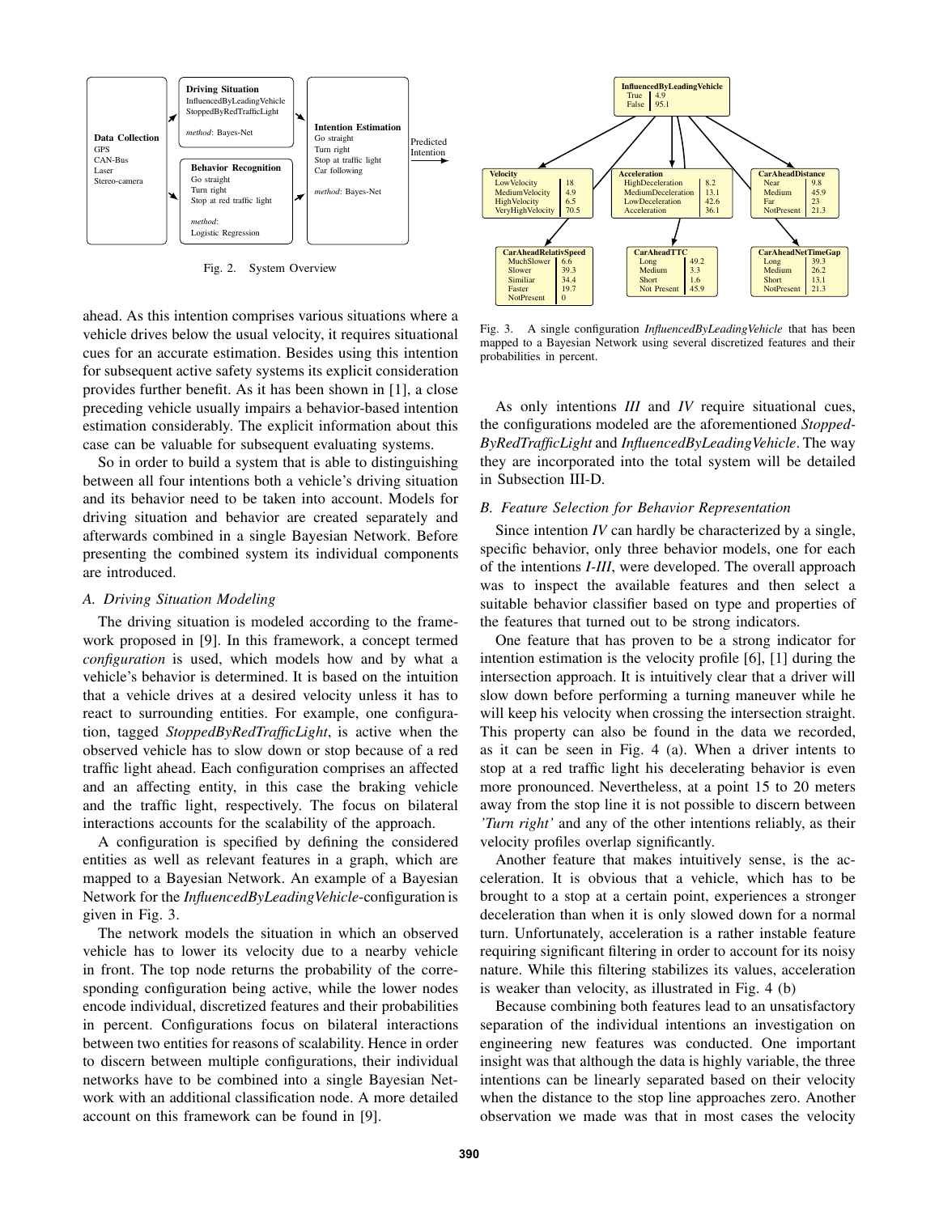Fig. 2. System Overview

ahead. As this intention comprises various situations where a vehicle drives below the usual velocity, it requires situational cues for an accurate estimation. Besides using this intention for subsequent active safety systems its explicit consideration provides further benefit. As it has been shown in [1], a close preceding vehicle usually impairs a behavior-based intention estimation considerably. The explicit information about this case can be valuable for subsequent evaluating systems.

So in order to build a system that is able to distinguishing between all four intentions both a vehicle's driving situation and its behavior need to be taken into account. Models for driving situation and behavior are created separately and afterwards combined in a single Bayesian Network. Before presenting the combined system its individual components are introduced.

### A. Driving Situation Modeling

The driving situation is modeled according to the framework proposed in [9]. In this framework, a concept termed *configuration* is used, which models how and by what a vehicle's behavior is determined. It is based on the intuition that a vehicle drives at a desired velocity unless it has to react to surrounding entities. For example, one configuration, tagged *StoppedByRedTrafficLight*, is active when the observed vehicle has to slow down or stop because of a red traffic light ahead. Each configuration comprises an affected and an affecting entity, in this case the braking vehicle and the traffic light, respectively. The focus on bilateral interactions accounts for the scalability of the approach.

A configuration is specified by defining the considered entities as well as relevant features in a graph, which are mapped to a Bayesian Network. An example of a Bayesian Network for the *InfluencedByLeadingVehicle*-configuration is given in Fig. 3.

The network models the situation in which an observed vehicle has to lower its velocity due to a nearby vehicle in front. The top node returns the probability of the corresponding configuration being active, while the lower nodes encode individual, discretized features and their probabilities in percent. Configurations focus on bilateral interactions between two entities for reasons of scalability. Hence in order to discern between multiple configurations, their individual networks have to be combined into a single Bayesian Network with an additional classification node. A more detailed account on this framework can be found in [9].

Fig. 3. A single configuration *InfluencedByLeadingVehicle* that has been mapped to a Bayesian Network using several discretized features and their probabilities in percent.

As only intentions *III* and *IV* require situational cues, the configurations modeled are the aforementioned *StoppedByRedTrafficLight* and *InfluencedByLeadingVehicle*. The way they are incorporated into the total system will be detailed in Subsection III-D.

### B. Feature Selection for Behavior Representation

Since intention *IV* can hardly be characterized by a single, specific behavior, only three behavior models, one for each of the intentions *I-III*, were developed. The overall approach was to inspect the available features and then select a suitable behavior classifier based on type and properties of the features that turned out to be strong indicators.

One feature that has proven to be a strong indicator for intention estimation is the velocity profile [6], [1] during the intersection approach. It is intuitively clear that a driver will slow down before performing a turning maneuver while he will keep his velocity when crossing the intersection straight. This property can also be found in the data we recorded, as it can be seen in Fig. 4 (a). When a driver intents to stop at a red traffic light his decelerating behavior is even more pronounced. Nevertheless, at a point 15 to 20 meters away from the stop line it is not possible to discern between *'Turn right'* and any of the other intentions reliably, as their velocity profiles overlap significantly.

Another feature that makes intuitively sense, is the acceleration. It is obvious that a vehicle, which has to be brought to a stop at a certain point, experiences a stronger deceleration than when it is only slowed down for a normal turn. Unfortunately, acceleration is a rather instable feature requiring significant filtering in order to account for its noisy nature. While this filtering stabilizes its values, acceleration is weaker than velocity, as illustrated in Fig. 4 (b)

Because combining both features lead to an unsatisfactory separation of the individual intentions an investigation on engineering new features was conducted. One important insight was that although the data is highly variable, the three intentions can be linearly separated based on their velocity when the distance to the stop line approaches zero. Another observation we made was that in most cases the velocity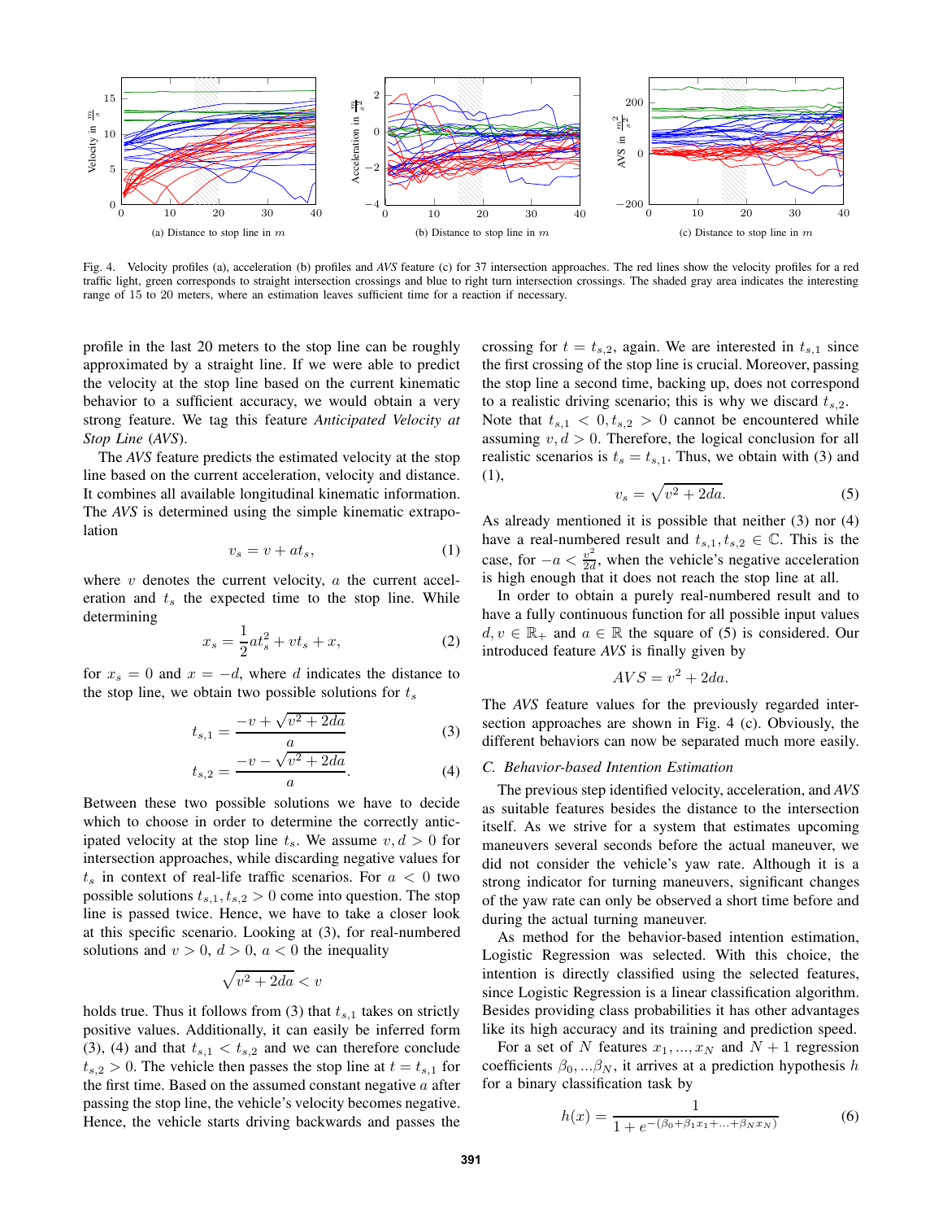Fig. 4. Velocity profiles (a), acceleration (b) profiles and *AVS* feature (c) for 37 intersection approaches. The red lines show the velocity profiles for a red traffic light, green corresponds to straight intersection crossings and blue to right turn intersection crossings. The shaded gray area indicates the interesting range of 15 to 20 meters, where an estimation leaves sufficient time for a reaction if necessary.

profile in the last 20 meters to the stop line can be roughly approximated by a straight line. If we were able to predict the velocity at the stop line based on the current kinematic behavior to a sufficient accuracy, we would obtain a very strong feature. We tag this feature *Anticipated Velocity at Stop Line* (*AVS*).

The *AVS* feature predicts the estimated velocity at the stop line based on the current acceleration, velocity and distance. It combines all available longitudinal kinematic information. The *AVS* is determined using the simple kinematic extrapolation

$$v_s = v + at_s, \tag{1}$$

where $v$ denotes the current velocity, $a$ the current acceleration and $t_s$ the expected time to the stop line. While determining

$$x_s = \frac{1}{2}at_s^2 + vt_s + x, \tag{2}$$

for $x_s = 0$ and $x = -d$, where $d$ indicates the distance to the stop line, we obtain two possible solutions for $t_s$

$$t_{s,1} = \frac{-v + \sqrt{v^2 + 2da}}{a} \tag{3}$$

$$t_{s,2} = \frac{-v - \sqrt{v^2 + 2da}}{a}. \tag{4}$$

Between these two possible solutions we have to decide which to choose in order to determine the correctly anticipated velocity at the stop line $t_s$. We assume $v, d > 0$ for intersection approaches, while discarding negative values for $t_s$ in context of real-life traffic scenarios. For $a < 0$ two possible solutions $t_{s,1}, t_{s,2} > 0$ come into question. The stop line is passed twice. Hence, we have to take a closer look at this specific scenario. Looking at (3), for real-numbered solutions and $v > 0$, $d > 0$, $a < 0$ the inequality

$$\sqrt{v^2 + 2da} < v$$

holds true. Thus it follows from (3) that $t_{s,1}$ takes on strictly positive values. Additionally, it can easily be inferred form (3), (4) and that $t_{s,1} < t_{s,2}$ and we can therefore conclude $t_{s,2} > 0$. The vehicle then passes the stop line at $t = t_{s,1}$ for the first time. Based on the assumed constant negative $a$ after passing the stop line, the vehicle's velocity becomes negative. Hence, the vehicle starts driving backwards and passes the crossing for $t = t_{s,2}$, again. We are interested in $t_{s,1}$ since the first crossing of the stop line is crucial. Moreover, passing the stop line a second time, backing up, does not correspond to a realistic driving scenario; this is why we discard $t_{s,2}$. Note that $t_{s,1} < 0, t_{s,2} > 0$ cannot be encountered while assuming $v, d > 0$. Therefore, the logical conclusion for all realistic scenarios is $t_s = t_{s,1}$. Thus, we obtain with (3) and (1),

$$v_s = \sqrt{v^2 + 2da}. \tag{5}$$

As already mentioned it is possible that neither (3) nor (4) have a real-numbered result and $t_{s,1}, t_{s,2} \in \mathbb{C}$. This is the case, for $-a < \frac{v^2}{2d}$, when the vehicle's negative acceleration is high enough that it does not reach the stop line at all.

In order to obtain a purely real-numbered result and to have a fully continuous function for all possible input values $d, v \in \mathbb{R}_+$ and $a \in \mathbb{R}$ the square of (5) is considered. Our introduced feature *AVS* is finally given by

$$AVS = v^2 + 2da.$$

The *AVS* feature values for the previously regarded intersection approaches are shown in Fig. 4 (c). Obviously, the different behaviors can now be separated much more easily.

### C. Behavior-based Intention Estimation

The previous step identified velocity, acceleration, and *AVS* as suitable features besides the distance to the intersection itself. As we strive for a system that estimates upcoming maneuvers several seconds before the actual maneuver, we did not consider the vehicle's yaw rate. Although it is a strong indicator for turning maneuvers, significant changes of the yaw rate can only be observed a short time before and during the actual turning maneuver.

As method for the behavior-based intention estimation, Logistic Regression was selected. With this choice, the intention is directly classified using the selected features, since Logistic Regression is a linear classification algorithm. Besides providing class probabilities it has other advantages like its high accuracy and its training and prediction speed.

For a set of $N$ features $x_1, ..., x_N$ and $N + 1$ regression coefficients $\beta_0, ...\beta_N$, it arrives at a prediction hypothesis $h$ for a binary classification task by

$$h(x) = \frac{1}{1 + e^{-(\beta_0 + \beta_1 x_1 + ... + \beta_N x_N)}} \tag{6}$$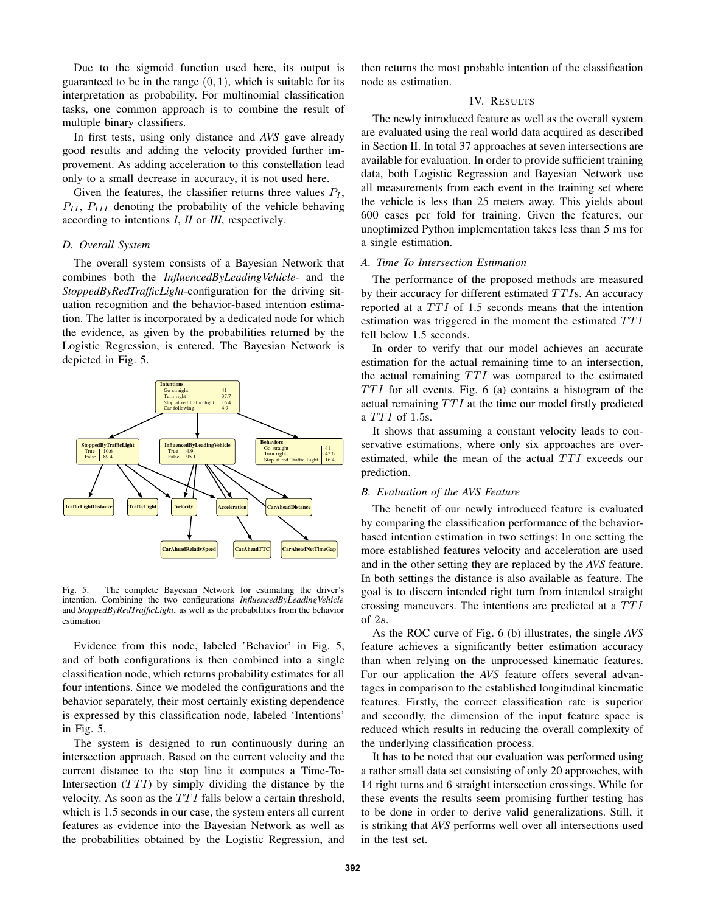Due to the sigmoid function used here, its output is guaranteed to be in the range $(0, 1)$, which is suitable for its interpretation as probability. For multinomial classification tasks, one common approach is to combine the result of multiple binary classifiers.

In first tests, using only distance and *AVS* gave already good results and adding the velocity provided further improvement. As adding acceleration to this constellation lead only to a small decrease in accuracy, it is not used here.

Given the features, the classifier returns three values $P_I$, $P_{II}$, $P_{III}$ denoting the probability of the vehicle behaving according to intentions *I*, *II* or *III*, respectively.

### D. Overall System

The overall system consists of a Bayesian Network that combines both the *InfluencedByLeadingVehicle*- and the *StoppedByRedTrafficLight*-configuration for the driving situation recognition and the behavior-based intention estimation. The latter is incorporated by a dedicated node for which the evidence, as given by the probabilities returned by the Logistic Regression, is entered. The Bayesian Network is depicted in Fig. 5.

Fig. 5. The complete Bayesian Network for estimating the driver's intention. Combining the two configurations *InfluencedByLeadingVehicle* and *StoppedByRedTrafficLight*, as well as the probabilities from the behavior estimation

Evidence from this node, labeled 'Behavior' in Fig. 5, and of both configurations is then combined into a single classification node, which returns probability estimates for all four intentions. Since we modeled the configurations and the behavior separately, their most certainly existing dependence is expressed by this classification node, labeled 'Intentions' in Fig. 5.

The system is designed to run continuously during an intersection approach. Based on the current velocity and the current distance to the stop line it computes a Time-To-Intersection ($TTI$) by simply dividing the distance by the velocity. As soon as the $TTI$ falls below a certain threshold, which is 1.5 seconds in our case, the system enters all current features as evidence into the Bayesian Network as well as the probabilities obtained by the Logistic Regression, and then returns the most probable intention of the classification node as estimation.

## IV. Results

The newly introduced feature as well as the overall system are evaluated using the real world data acquired as described in Section II. In total 37 approaches at seven intersections are available for evaluation. In order to provide sufficient training data, both Logistic Regression and Bayesian Network use all measurements from each event in the training set where the vehicle is less than 25 meters away. This yields about 600 cases per fold for training. Given the features, our unoptimized Python implementation takes less than 5 ms for a single estimation.

### A. Time To Intersection Estimation

The performance of the proposed methods are measured by their accuracy for different estimated $TTI$s. An accuracy reported at a $TTI$ of 1.5 seconds means that the intention estimation was triggered in the moment the estimated $TTI$ fell below 1.5 seconds.

In order to verify that our model achieves an accurate estimation for the actual remaining time to an intersection, the actual remaining $TTI$ was compared to the estimated $TTI$ for all events. Fig. 6 (a) contains a histogram of the actual remaining $TTI$ at the time our model firstly predicted a $TTI$ of 1.5s.

It shows that assuming a constant velocity leads to conservative estimations, where only six approaches are overestimated, while the mean of the actual $TTI$ exceeds our prediction.

### B. Evaluation of the AVS Feature

The benefit of our newly introduced feature is evaluated by comparing the classification performance of the behavior-based intention estimation in two settings: In one setting the more established features velocity and acceleration are used and in the other setting they are replaced by the *AVS* feature. In both settings the distance is also available as feature. The goal is to discern intended right turn from intended straight crossing maneuvers. The intentions are predicted at a $TTI$ of $2s$.

As the ROC curve of Fig. 6 (b) illustrates, the single *AVS* feature achieves a significantly better estimation accuracy than when relying on the unprocessed kinematic features. For our application the *AVS* feature offers several advantages in comparison to the established longitudinal kinematic features. Firstly, the correct classification rate is superior and secondly, the dimension of the input feature space is reduced which results in reducing the overall complexity of the underlying classification process.

It has to be noted that our evaluation was performed using a rather small data set consisting of only 20 approaches, with 14 right turns and 6 straight intersection crossings. While for these events the results seem promising further testing has to be done in order to derive valid generalizations. Still, it is striking that *AVS* performs well over all intersections used in the test set.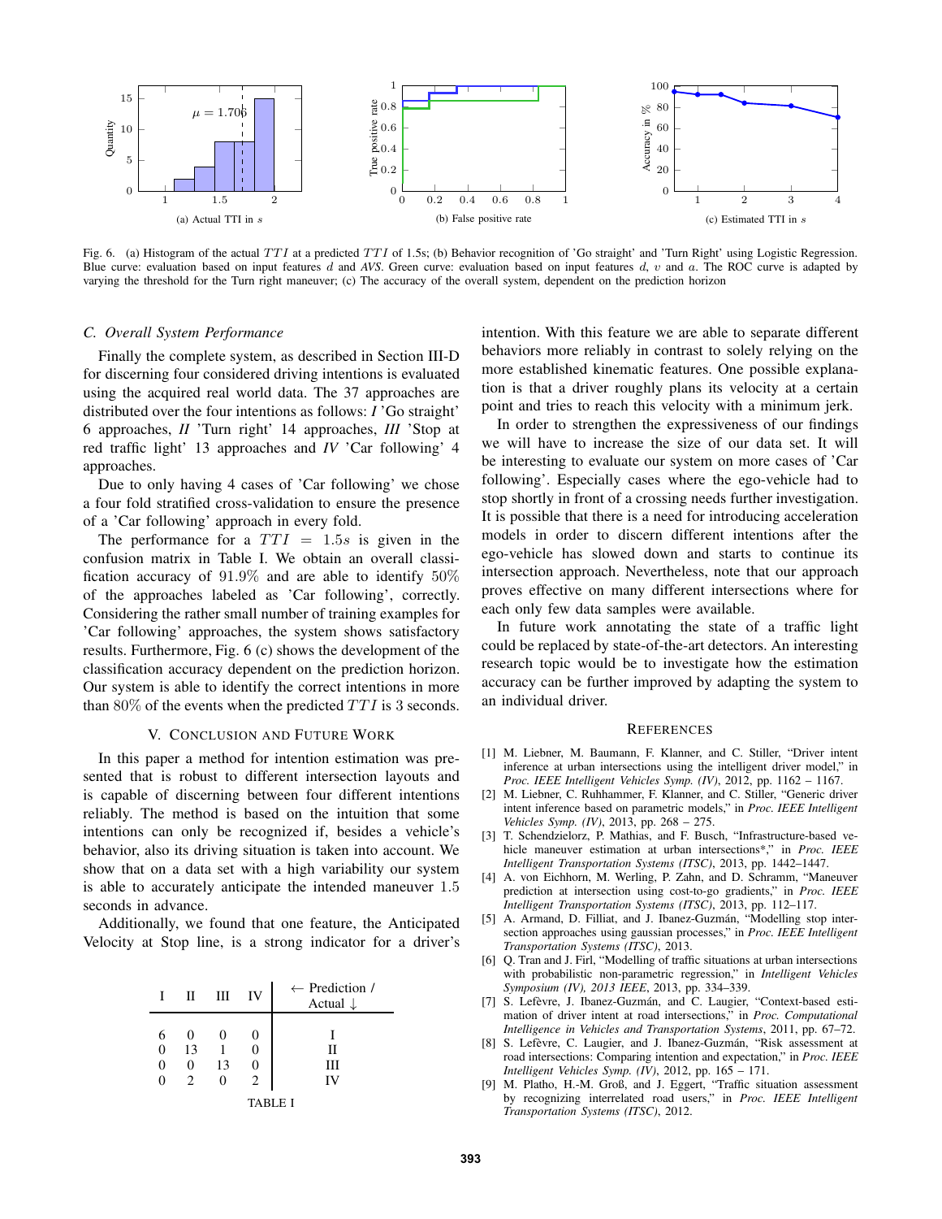15
10
5
0
Quantity
$\mu = 1.706$
1
1.5
2
(a) Actual TTI in $s$

1
0.8
0.6
0.4
0.2
0
True positive rate
0
0.2
0.4
0.6
0.8
1
(b) False positive rate

100
80
60
40
20
0
Accuracy in %
1
2
3
4
(c) Estimated TTI in $s$

Fig. 6. (a) Histogram of the actual $TTI$ at a predicted $TTI$ of 1.5s; (b) Behavior recognition of 'Go straight' and 'Turn Right' using Logistic Regression. Blue curve: evaluation based on input features $d$ and *AVS*. Green curve: evaluation based on input features $d$, $v$ and $a$. The ROC curve is adapted by varying the threshold for the Turn right maneuver; (c) The accuracy of the overall system, dependent on the prediction horizon

### C. Overall System Performance

Finally the complete system, as described in Section III-D for discerning four considered driving intentions is evaluated using the acquired real world data. The 37 approaches are distributed over the four intentions as follows: *I* 'Go straight' 6 approaches, *II* 'Turn right' 14 approaches, *III* 'Stop at red traffic light' 13 approaches and *IV* 'Car following' 4 approaches.

Due to only having 4 cases of 'Car following' we chose a four fold stratified cross-validation to ensure the presence of a 'Car following' approach in every fold.

The performance for a $TTI = 1.5s$ is given in the confusion matrix in Table I. We obtain an overall classification accuracy of $91.9\%$ and are able to identify $50\%$ of the approaches labeled as 'Car following', correctly. Considering the rather small number of training examples for 'Car following' approaches, the system shows satisfactory results. Furthermore, Fig. 6 (c) shows the development of the classification accuracy dependent on the prediction horizon. Our system is able to identify the correct intentions in more than $80\%$ of the events when the predicted $TTI$ is 3 seconds.

## V. Conclusion and Future Work

In this paper a method for intention estimation was presented that is robust to different intersection layouts and is capable of discerning between four different intentions reliably. The method is based on the intuition that some intentions can only be recognized if, besides a vehicle's behavior, also its driving situation is taken into account. We show that on a data set with a high variability our system is able to accurately anticipate the intended maneuver 1.5 seconds in advance.

Additionally, we found that one feature, the Anticipated Velocity at Stop line, is a strong indicator for a driver's intention. With this feature we are able to separate different behaviors more reliably in contrast to solely relying on the more established kinematic features. One possible explanation is that a driver roughly plans its velocity at a certain point and tries to reach this velocity with a minimum jerk.

| I | II | III | IV | ← Prediction / Actual ↓ |
|---|---|---|---|---|
| 6 | 0 | 0 | 0 | I |
| 0 | 13 | 1 | 0 | II |
| 0 | 0 | 13 | 0 | III |
| 0 | 2 | 0 | 2 | IV |

TABLE I

In order to strengthen the expressiveness of our findings we will have to increase the size of our data set. It will be interesting to evaluate our system on more cases of 'Car following'. Especially cases where the ego-vehicle had to stop shortly in front of a crossing needs further investigation. It is possible that there is a need for introducing acceleration models in order to discern different intentions after the ego-vehicle has slowed down and starts to continue its intersection approach. Nevertheless, note that our approach proves effective on many different intersections where for each only few data samples were available.

In future work annotating the state of a traffic light could be replaced by state-of-the-art detectors. An interesting research topic would be to investigate how the estimation accuracy can be further improved by adapting the system to an individual driver.

## References

[1] M. Liebner, M. Baumann, F. Klanner, and C. Stiller, "Driver intent inference at urban intersections using the intelligent driver model," in *Proc. IEEE Intelligent Vehicles Symp. (IV)*, 2012, pp. 1162 – 1167.

[2] M. Liebner, C. Ruhhammer, F. Klanner, and C. Stiller, "Generic driver intent inference based on parametric models," in *Proc. IEEE Intelligent Vehicles Symp. (IV)*, 2013, pp. 268 – 275.

[3] T. Schendzielorz, P. Mathias, and F. Busch, "Infrastructure-based vehicle maneuver estimation at urban intersections*," in *Proc. IEEE Intelligent Transportation Systems (ITSC)*, 2013, pp. 1442–1447.

[4] A. von Eichhorn, M. Werling, P. Zahn, and D. Schramm, "Maneuver prediction at intersection using cost-to-go gradients," in *Proc. IEEE Intelligent Transportation Systems (ITSC)*, 2013, pp. 112–117.

[5] A. Armand, D. Filliat, and J. Ibanez-Guzmán, "Modelling stop intersection approaches using gaussian processes," in *Proc. IEEE Intelligent Transportation Systems (ITSC)*, 2013.

[6] Q. Tran and J. Firl, "Modelling of traffic situations at urban intersections with probabilistic non-parametric regression," in *Intelligent Vehicles Symposium (IV), 2013 IEEE*, 2013, pp. 334–339.

[7] S. Lefèvre, J. Ibanez-Guzmán, and C. Laugier, "Context-based estimation of driver intent at road intersections," in *Proc. Computational Intelligence in Vehicles and Transportation Systems*, 2011, pp. 67–72.

[8] S. Lefèvre, C. Laugier, and J. Ibanez-Guzmán, "Risk assessment at road intersections: Comparing intention and expectation," in *Proc. IEEE Intelligent Vehicles Symp. (IV)*, 2012, pp. 165 – 171.

[9] M. Platho, H.-M. Groß, and J. Eggert, "Traffic situation assessment by recognizing interrelated road users," in *Proc. IEEE Intelligent Transportation Systems (ITSC)*, 2012.